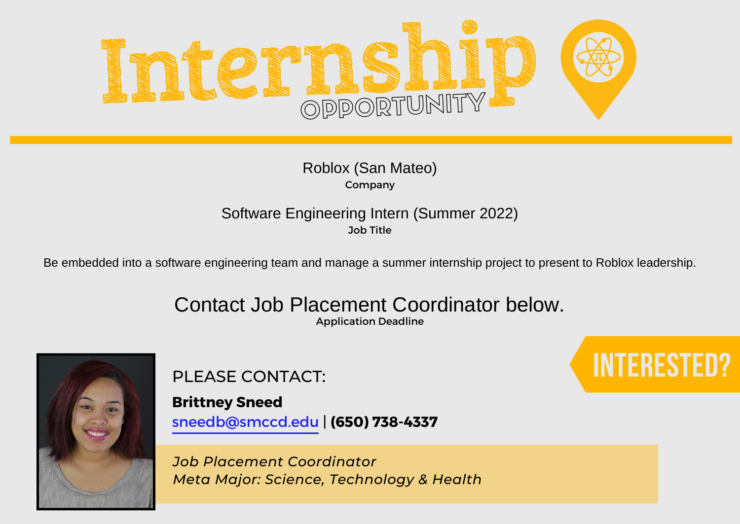# Internship
## OPPORTUNITY

Roblox (San Mateo)
**Company**

Software Engineering Intern (Summer 2022)
**Job Title**

Be embedded into a software engineering team and manage a summer internship project to present to Roblox leadership.

Contact Job Placement Coordinator below.
**Application Deadline**

**INTERESTED?**

PLEASE CONTACT:

**Brittney Sneed**
sneedb@smccd.edu | **(650) 738-4337**

*Job Placement Coordinator*
*Meta Major: Science, Technology & Health*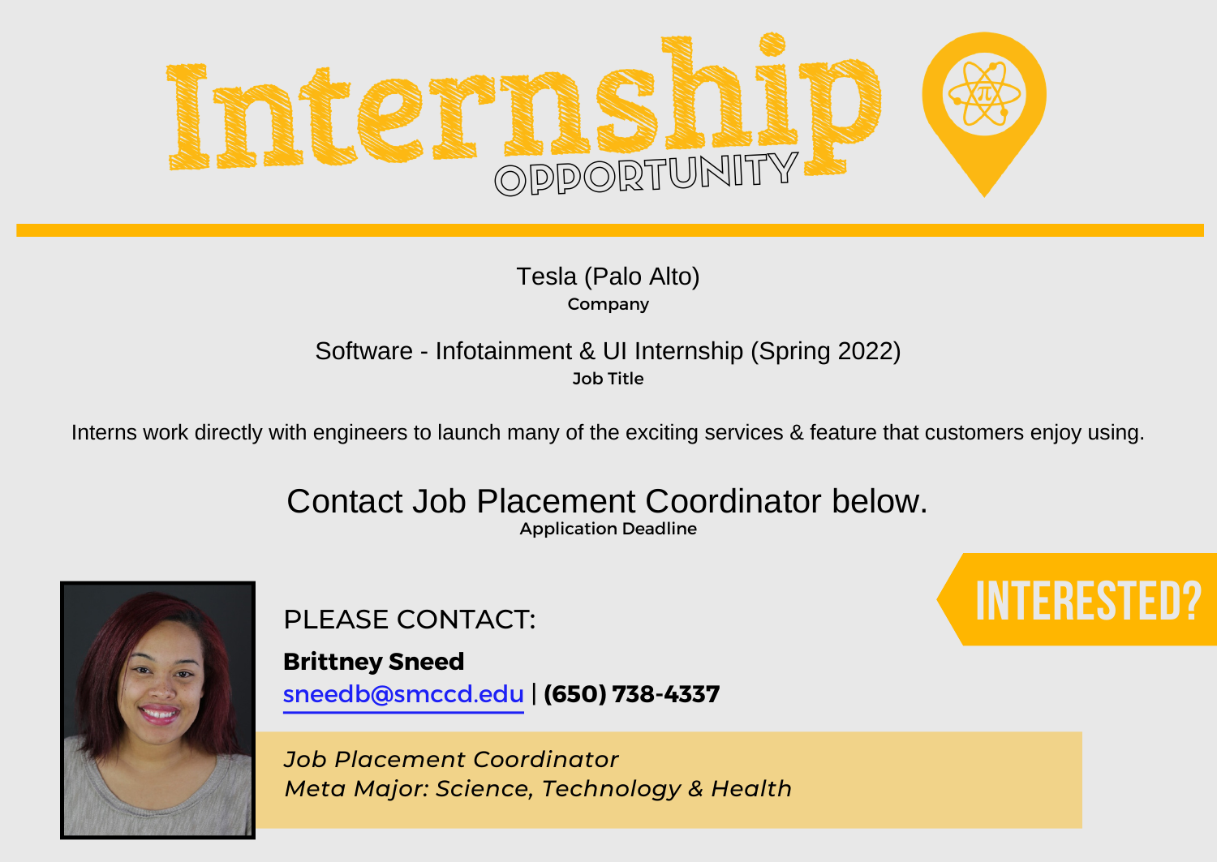# Internship
## OPPORTUNITY

Tesla (Palo Alto)
**Company**

Software - Infotainment & UI Internship (Spring 2022)
**Job Title**

Interns work directly with engineers to launch many of the exciting services & feature that customers enjoy using.

## Contact Job Placement Coordinator below.
**Application Deadline**

**INTERESTED?**

PLEASE CONTACT:

**Brittney Sneed**
sneedb@smccd.edu | **(650) 738-4337**

*Job Placement Coordinator*
*Meta Major: Science, Technology & Health*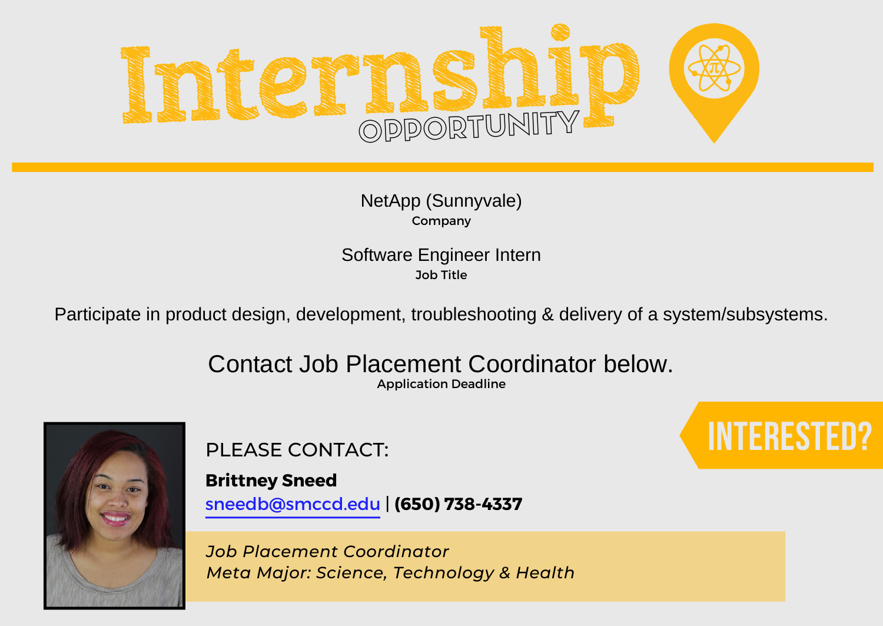# Internship OPPORTUNITY

NetApp (Sunnyvale)
Company

Software Engineer Intern
Job Title

Participate in product design, development, troubleshooting & delivery of a system/subsystems.

Contact Job Placement Coordinator below.
Application Deadline

INTERESTED?

PLEASE CONTACT:

**Brittney Sneed**
sneedb@smccd.edu | **(650) 738-4337**

*Job Placement Coordinator*
*Meta Major: Science, Technology & Health*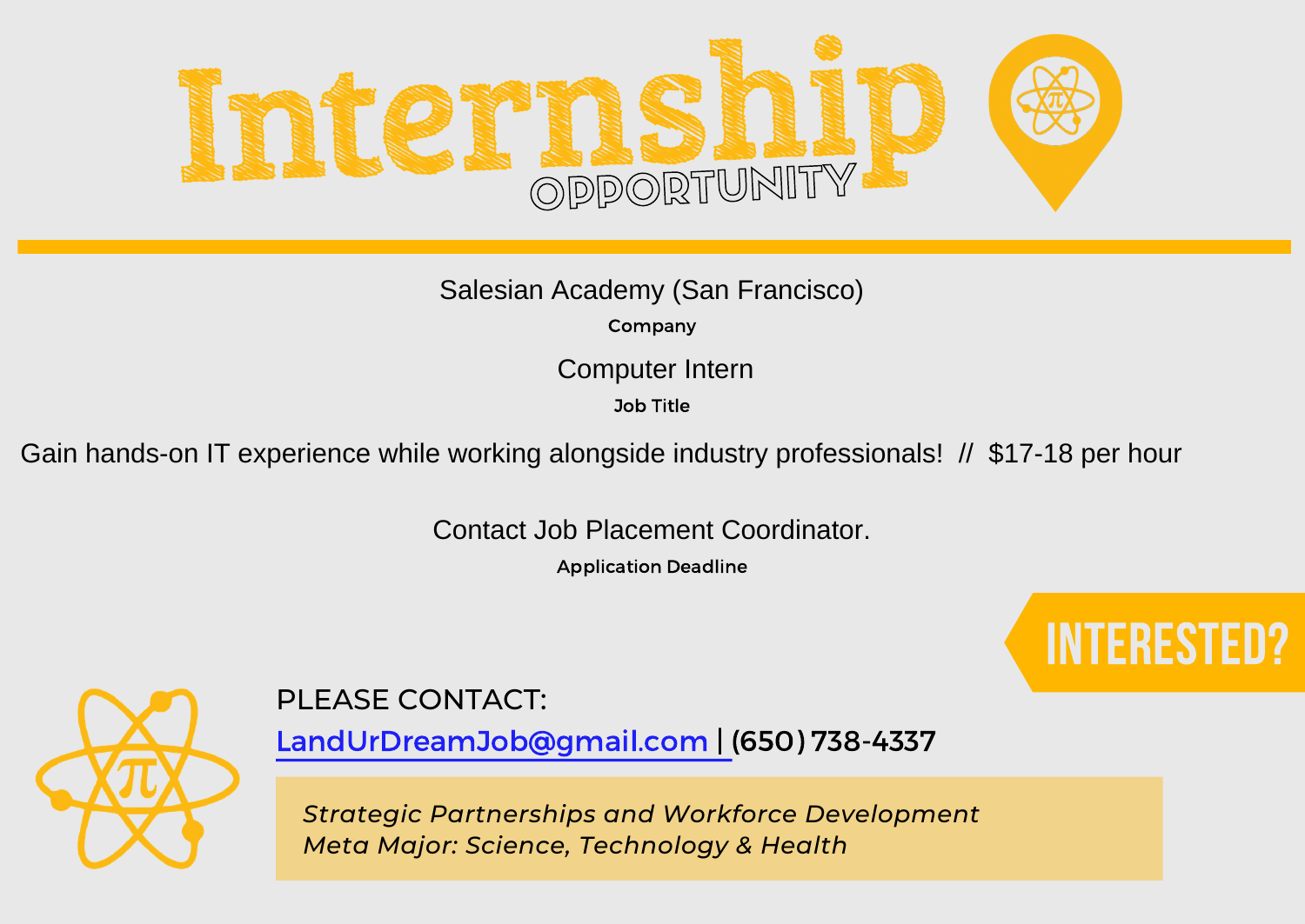# Internship OPPORTUNITY

Salesian Academy (San Francisco)

**Company**

Computer Intern

**Job Title**

Gain hands-on IT experience while working alongside industry professionals! // $17-18 per hour

Contact Job Placement Coordinator.

**Application Deadline**

**INTERESTED?**

PLEASE CONTACT:

LandUrDreamJob@gmail.com | (650) 738-4337

*Strategic Partnerships and Workforce Development*
*Meta Major: Science, Technology & Health*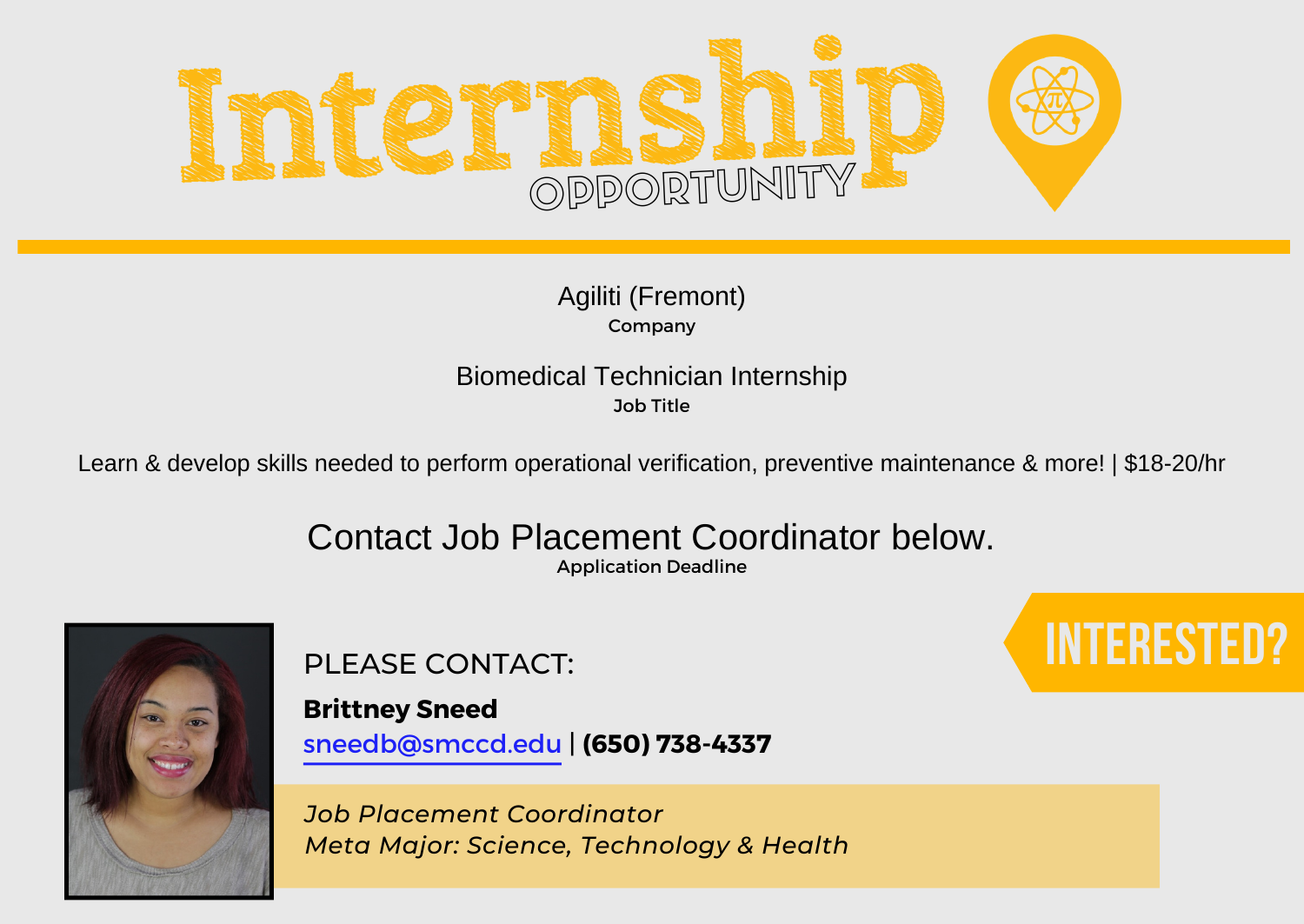# Internship OPPORTUNITY

Agiliti (Fremont)
Company

Biomedical Technician Internship
Job Title

Learn & develop skills needed to perform operational verification, preventive maintenance & more! | $18-20/hr

Contact Job Placement Coordinator below.
Application Deadline

INTERESTED?

PLEASE CONTACT:

**Brittney Sneed**
sneedb@smccd.edu | **(650) 738-4337**

*Job Placement Coordinator*
*Meta Major: Science, Technology & Health*